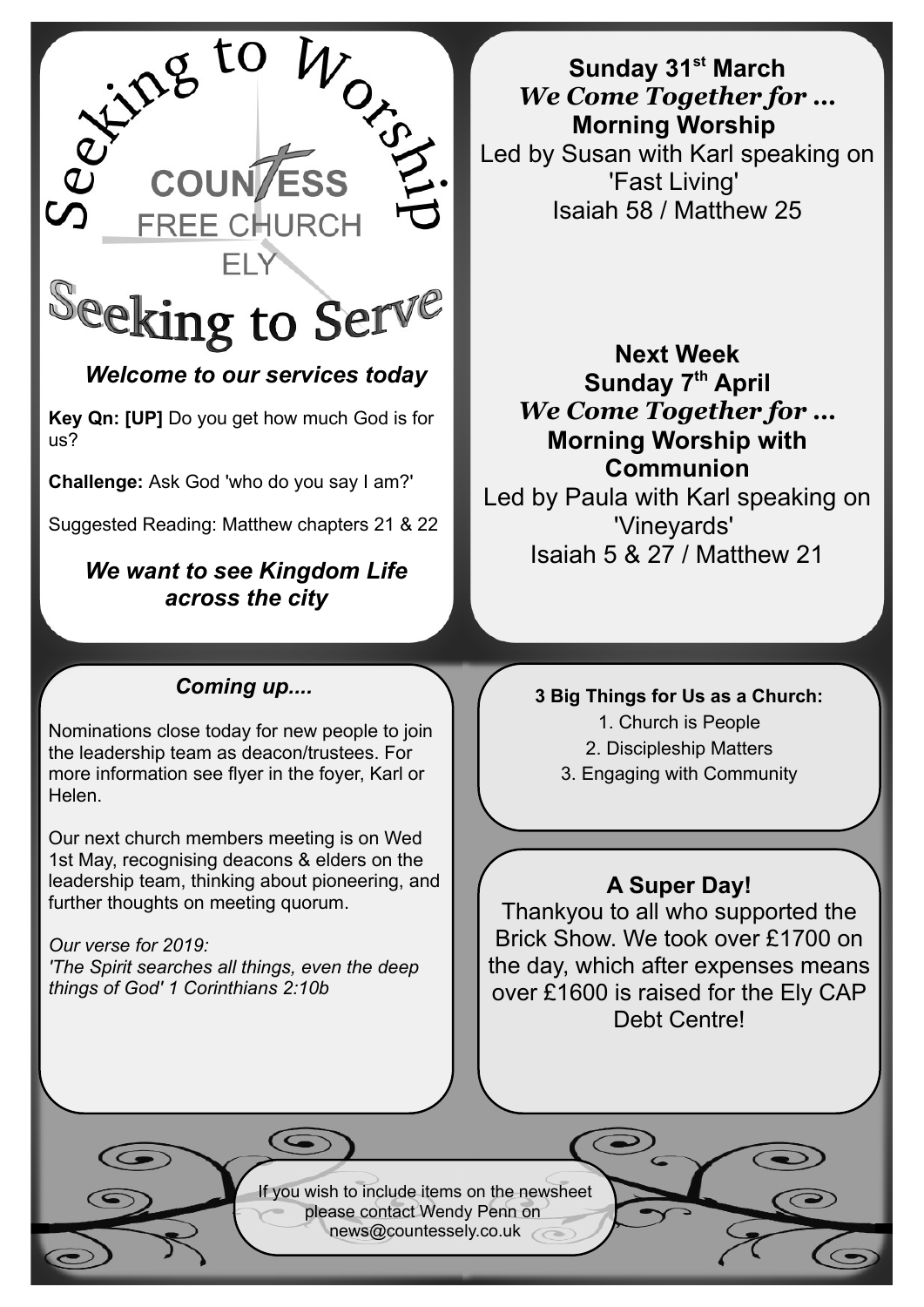# Seeking to Worship

**COUNTESS FREE CHURCH ELY**

# Seeking to Serve

***Welcome to our services today***

**Key Qn: [UP]** Do you get how much God is for us?

**Challenge:** Ask God 'who do you say I am?'

Suggested Reading: Matthew chapters 21 & 22

***We want to see Kingdom Life across the city***

**Sunday 31st March**

***We Come Together for ...***

**Morning Worship**

Led by Susan with Karl speaking on 'Fast Living'

Isaiah 58 / Matthew 25

**Next Week**

**Sunday 7th April**

***We Come Together for ...***

**Morning Worship with Communion**

Led by Paula with Karl speaking on 'Vineyards'

Isaiah 5 & 27 / Matthew 21

## *Coming up....*

Nominations close today for new people to join the leadership team as deacon/trustees. For more information see flyer in the foyer, Karl or Helen.

Our next church members meeting is on Wed 1st May, recognising deacons & elders on the leadership team, thinking about pioneering, and further thoughts on meeting quorum.

*Our verse for 2019:*
*'The Spirit searches all things, even the deep things of God' 1 Corinthians 2:10b*

**3 Big Things for Us as a Church:**

1. Church is People
2. Discipleship Matters
3. Engaging with Community

## A Super Day!

Thankyou to all who supported the Brick Show. We took over £1700 on the day, which after expenses means over £1600 is raised for the Ely CAP Debt Centre!

If you wish to include items on the newsheet please contact Wendy Penn on news@countessely.co.uk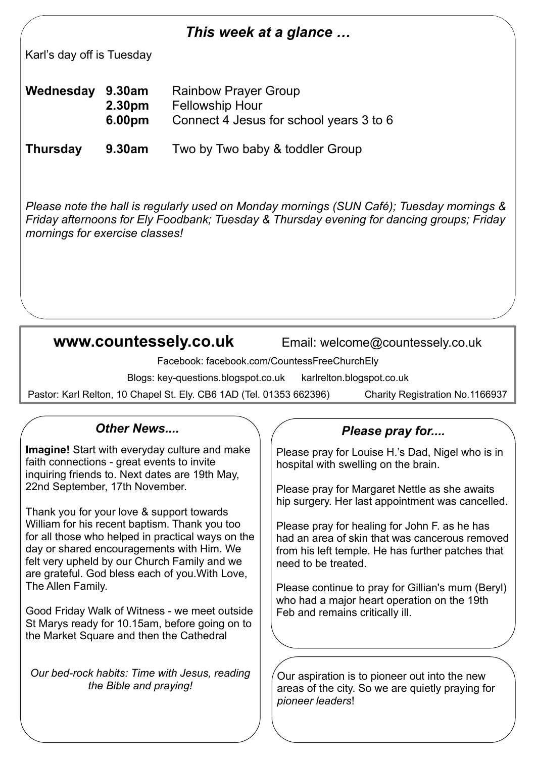## *This week at a glance …*

Karl's day off is Tuesday

| | | |
|---|---|---|
| **Wednesday** | **9.30am** | Rainbow Prayer Group |
| | **2.30pm** | Fellowship Hour |
| | **6.00pm** | Connect 4 Jesus for school years 3 to 6 |
| **Thursday** | **9.30am** | Two by Two baby & toddler Group |

*Please note the hall is regularly used on Monday mornings (SUN Café); Tuesday mornings & Friday afternoons for Ely Foodbank; Tuesday & Thursday evening for dancing groups; Friday mornings for exercise classes!*

**www.countessely.co.uk** Email: welcome@countessely.co.uk

Facebook: facebook.com/CountessFreeChurchEly

Blogs: key-questions.blogspot.co.uk karlrelton.blogspot.co.uk

Pastor: Karl Relton, 10 Chapel St. Ely. CB6 1AD (Tel. 01353 662396) Charity Registration No.1166937

## *Other News....*

**Imagine!** Start with everyday culture and make faith connections - great events to invite inquiring friends to. Next dates are 19th May, 22nd September, 17th November.

Thank you for your love & support towards William for his recent baptism. Thank you too for all those who helped in practical ways on the day or shared encouragements with Him. We felt very upheld by our Church Family and we are grateful. God bless each of you.With Love, The Allen Family.

Good Friday Walk of Witness - we meet outside St Marys ready for 10.15am, before going on to the Market Square and then the Cathedral

*Our bed-rock habits: Time with Jesus, reading the Bible and praying!*

## *Please pray for....*

Please pray for Louise H.'s Dad, Nigel who is in hospital with swelling on the brain.

Please pray for Margaret Nettle as she awaits hip surgery. Her last appointment was cancelled.

Please pray for healing for John F. as he has had an area of skin that was cancerous removed from his left temple. He has further patches that need to be treated.

Please continue to pray for Gillian's mum (Beryl) who had a major heart operation on the 19th Feb and remains critically ill.

Our aspiration is to pioneer out into the new areas of the city. So we are quietly praying for *pioneer leaders*!